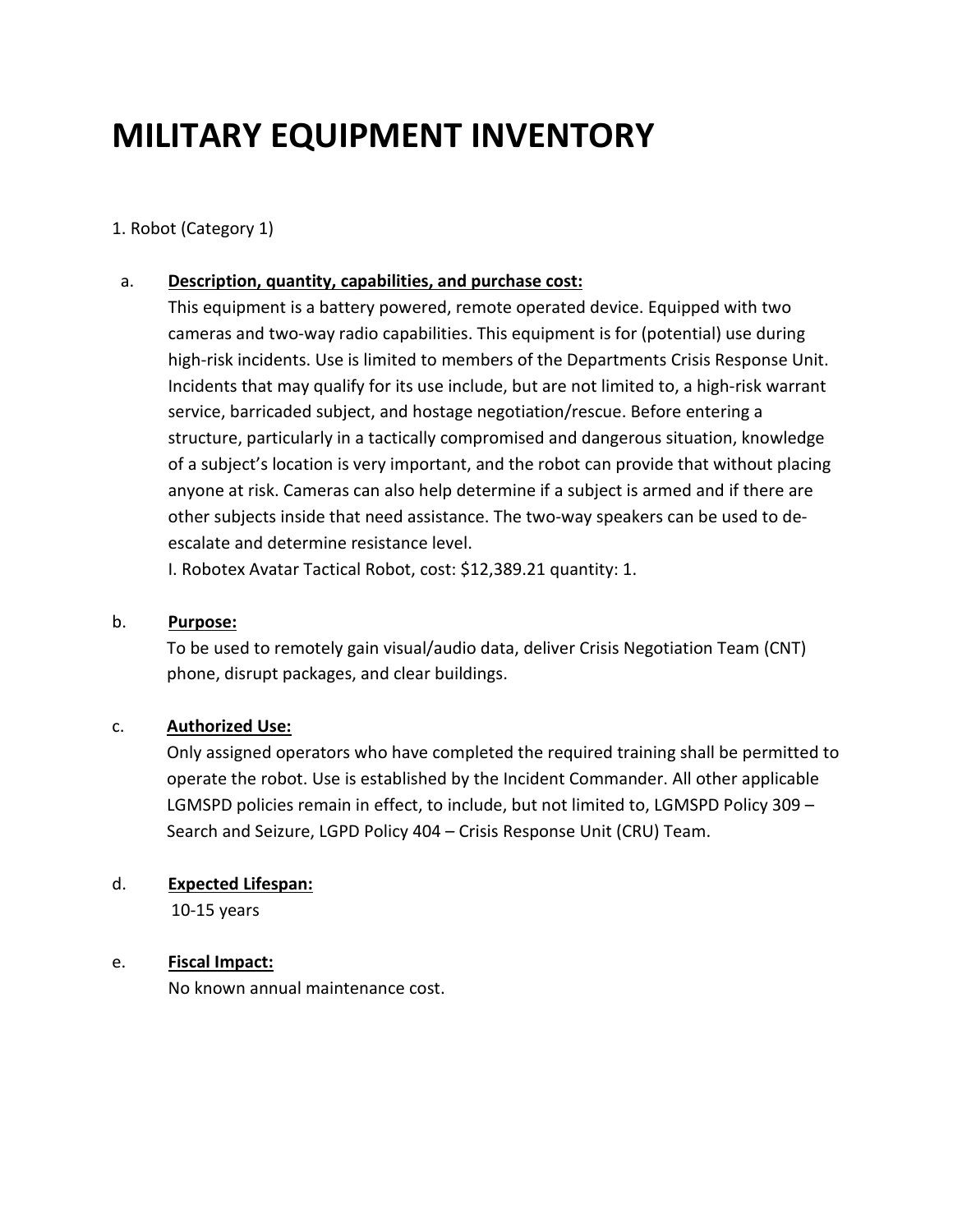# MILITARY EQUIPMENT INVENTORY

1. Robot (Category 1)

a. **Description, quantity, capabilities, and purchase cost:**

This equipment is a battery powered, remote operated device. Equipped with two cameras and two-way radio capabilities. This equipment is for (potential) use during high-risk incidents. Use is limited to members of the Departments Crisis Response Unit. Incidents that may qualify for its use include, but are not limited to, a high-risk warrant service, barricaded subject, and hostage negotiation/rescue. Before entering a structure, particularly in a tactically compromised and dangerous situation, knowledge of a subject's location is very important, and the robot can provide that without placing anyone at risk. Cameras can also help determine if a subject is armed and if there are other subjects inside that need assistance. The two-way speakers can be used to de-escalate and determine resistance level.

I. Robotex Avatar Tactical Robot, cost: $12,389.21 quantity: 1.

b. **Purpose:**

To be used to remotely gain visual/audio data, deliver Crisis Negotiation Team (CNT) phone, disrupt packages, and clear buildings.

c. **Authorized Use:**

Only assigned operators who have completed the required training shall be permitted to operate the robot. Use is established by the Incident Commander. All other applicable LGMSPD policies remain in effect, to include, but not limited to, LGMSPD Policy 309 – Search and Seizure, LGPD Policy 404 – Crisis Response Unit (CRU) Team.

d. **Expected Lifespan:**

10-15 years

e. **Fiscal Impact:**

No known annual maintenance cost.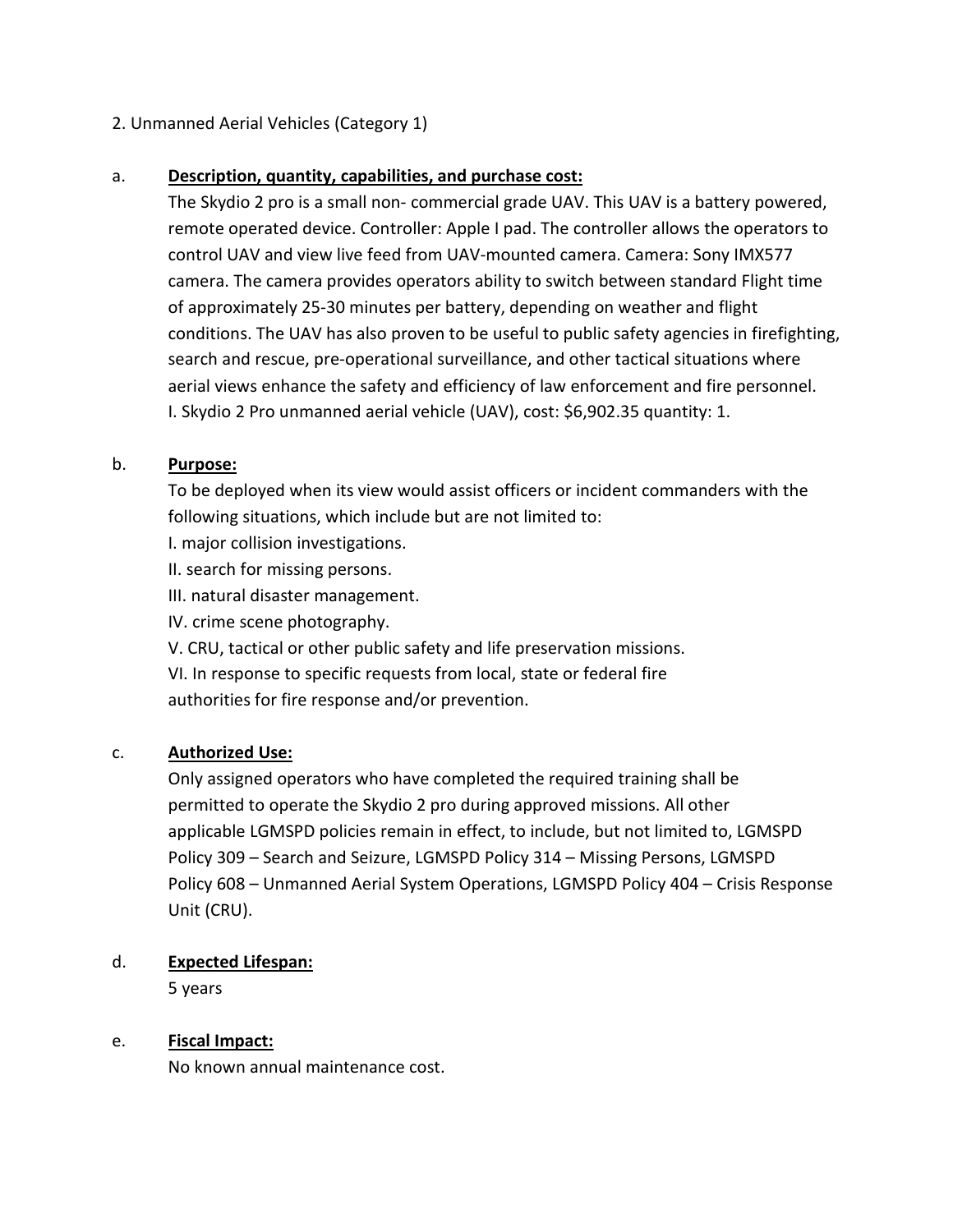2. Unmanned Aerial Vehicles (Category 1)

a. **Description, quantity, capabilities, and purchase cost:**

The Skydio 2 pro is a small non- commercial grade UAV. This UAV is a battery powered, remote operated device. Controller: Apple I pad. The controller allows the operators to control UAV and view live feed from UAV-mounted camera. Camera: Sony IMX577 camera. The camera provides operators ability to switch between standard Flight time of approximately 25-30 minutes per battery, depending on weather and flight conditions. The UAV has also proven to be useful to public safety agencies in firefighting, search and rescue, pre-operational surveillance, and other tactical situations where aerial views enhance the safety and efficiency of law enforcement and fire personnel.

I. Skydio 2 Pro unmanned aerial vehicle (UAV), cost: $6,902.35 quantity: 1.

b. **Purpose:**

To be deployed when its view would assist officers or incident commanders with the following situations, which include but are not limited to:

I. major collision investigations.

II. search for missing persons.

III. natural disaster management.

IV. crime scene photography.

V. CRU, tactical or other public safety and life preservation missions.

VI. In response to specific requests from local, state or federal fire authorities for fire response and/or prevention.

c. **Authorized Use:**

Only assigned operators who have completed the required training shall be permitted to operate the Skydio 2 pro during approved missions. All other applicable LGMSPD policies remain in effect, to include, but not limited to, LGMSPD Policy 309 – Search and Seizure, LGMSPD Policy 314 – Missing Persons, LGMSPD Policy 608 – Unmanned Aerial System Operations, LGMSPD Policy 404 – Crisis Response Unit (CRU).

d. **Expected Lifespan:**

5 years

e. **Fiscal Impact:**

No known annual maintenance cost.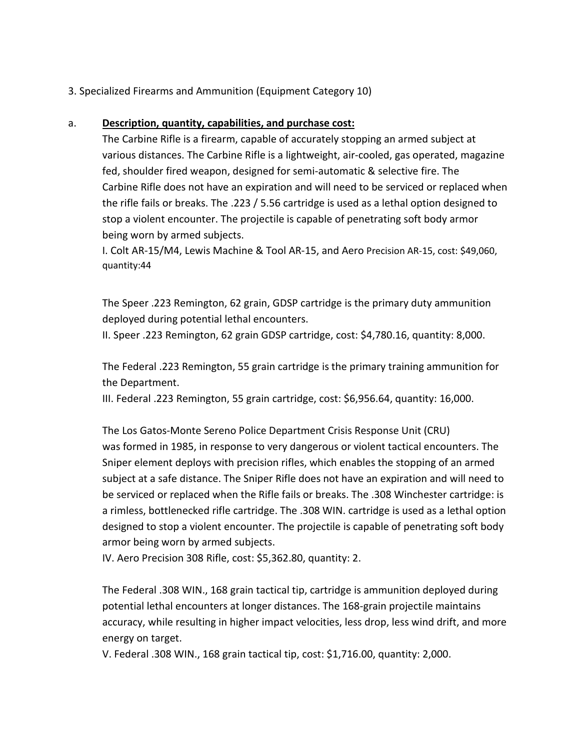3. Specialized Firearms and Ammunition (Equipment Category 10)

a. **Description, quantity, capabilities, and purchase cost:**

The Carbine Rifle is a firearm, capable of accurately stopping an armed subject at various distances. The Carbine Rifle is a lightweight, air-cooled, gas operated, magazine fed, shoulder fired weapon, designed for semi-automatic & selective fire. The Carbine Rifle does not have an expiration and will need to be serviced or replaced when the rifle fails or breaks. The .223 / 5.56 cartridge is used as a lethal option designed to stop a violent encounter. The projectile is capable of penetrating soft body armor being worn by armed subjects.

I. Colt AR-15/M4, Lewis Machine & Tool AR-15, and Aero Precision AR-15, cost: $49,060, quantity:44

The Speer .223 Remington, 62 grain, GDSP cartridge is the primary duty ammunition deployed during potential lethal encounters.

II. Speer .223 Remington, 62 grain GDSP cartridge, cost: $4,780.16, quantity: 8,000.

The Federal .223 Remington, 55 grain cartridge is the primary training ammunition for the Department.

III. Federal .223 Remington, 55 grain cartridge, cost: $6,956.64, quantity: 16,000.

The Los Gatos-Monte Sereno Police Department Crisis Response Unit (CRU) was formed in 1985, in response to very dangerous or violent tactical encounters. The Sniper element deploys with precision rifles, which enables the stopping of an armed subject at a safe distance. The Sniper Rifle does not have an expiration and will need to be serviced or replaced when the Rifle fails or breaks. The .308 Winchester cartridge: is a rimless, bottlenecked rifle cartridge. The .308 WIN. cartridge is used as a lethal option designed to stop a violent encounter. The projectile is capable of penetrating soft body armor being worn by armed subjects.

IV. Aero Precision 308 Rifle, cost: $5,362.80, quantity: 2.

The Federal .308 WIN., 168 grain tactical tip, cartridge is ammunition deployed during potential lethal encounters at longer distances. The 168-grain projectile maintains accuracy, while resulting in higher impact velocities, less drop, less wind drift, and more energy on target.

V. Federal .308 WIN., 168 grain tactical tip, cost: $1,716.00, quantity: 2,000.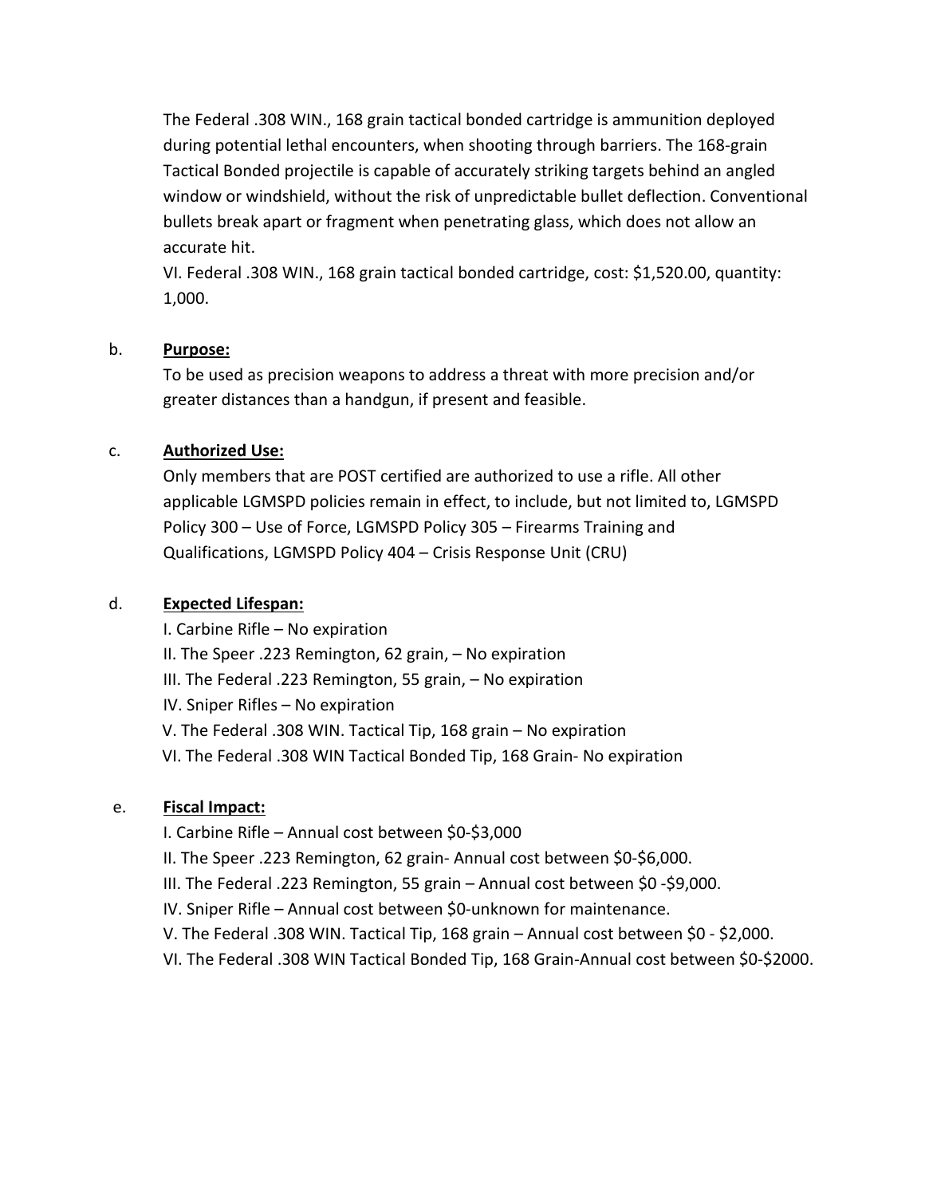The Federal .308 WIN., 168 grain tactical bonded cartridge is ammunition deployed during potential lethal encounters, when shooting through barriers. The 168-grain Tactical Bonded projectile is capable of accurately striking targets behind an angled window or windshield, without the risk of unpredictable bullet deflection. Conventional bullets break apart or fragment when penetrating glass, which does not allow an accurate hit.

VI. Federal .308 WIN., 168 grain tactical bonded cartridge, cost: $1,520.00, quantity: 1,000.

b. **Purpose:**

To be used as precision weapons to address a threat with more precision and/or greater distances than a handgun, if present and feasible.

c. **Authorized Use:**

Only members that are POST certified are authorized to use a rifle. All other applicable LGMSPD policies remain in effect, to include, but not limited to, LGMSPD Policy 300 – Use of Force, LGMSPD Policy 305 – Firearms Training and Qualifications, LGMSPD Policy 404 – Crisis Response Unit (CRU)

d. **Expected Lifespan:**

I. Carbine Rifle – No expiration
II. The Speer .223 Remington, 62 grain, – No expiration
III. The Federal .223 Remington, 55 grain, – No expiration
IV. Sniper Rifles – No expiration
V. The Federal .308 WIN. Tactical Tip, 168 grain – No expiration
VI. The Federal .308 WIN Tactical Bonded Tip, 168 Grain- No expiration

e. **Fiscal Impact:**

I. Carbine Rifle – Annual cost between $0-$3,000
II. The Speer .223 Remington, 62 grain- Annual cost between $0-$6,000.
III. The Federal .223 Remington, 55 grain – Annual cost between $0 -$9,000.
IV. Sniper Rifle – Annual cost between $0-unknown for maintenance.
V. The Federal .308 WIN. Tactical Tip, 168 grain – Annual cost between $0 - $2,000.
VI. The Federal .308 WIN Tactical Bonded Tip, 168 Grain-Annual cost between $0-$2000.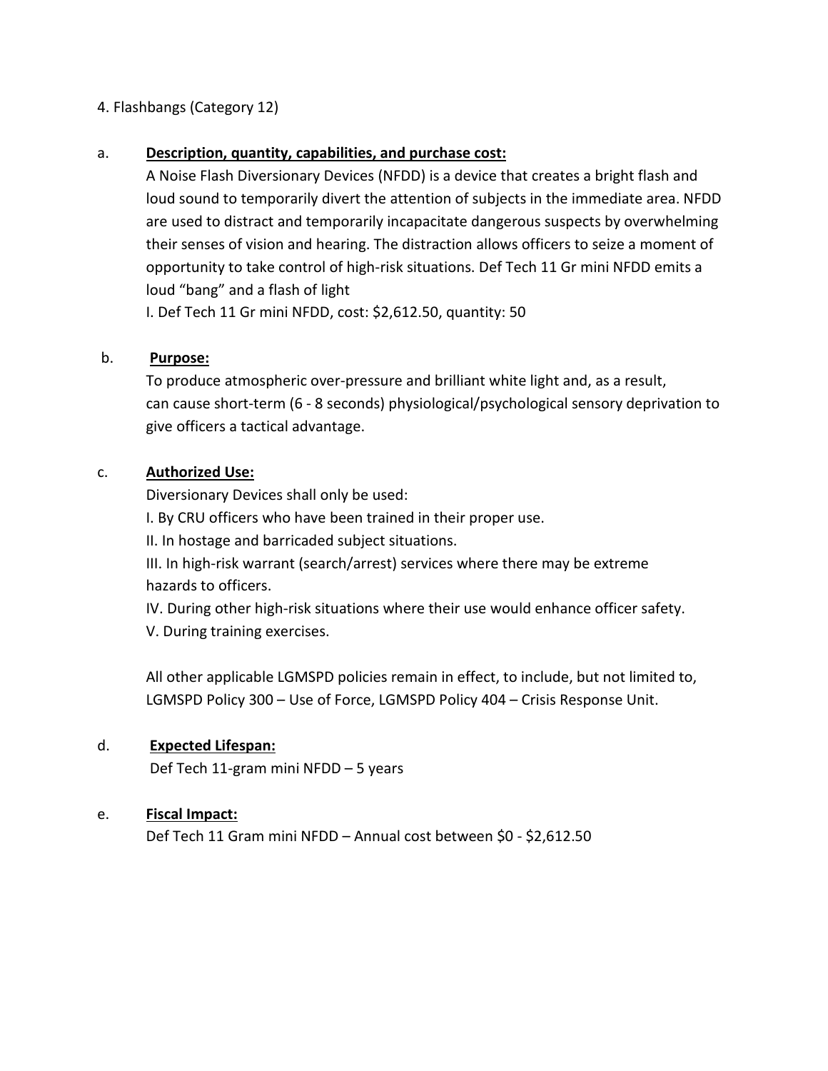4. Flashbangs (Category 12)

a. **Description, quantity, capabilities, and purchase cost:**

A Noise Flash Diversionary Devices (NFDD) is a device that creates a bright flash and loud sound to temporarily divert the attention of subjects in the immediate area. NFDD are used to distract and temporarily incapacitate dangerous suspects by overwhelming their senses of vision and hearing. The distraction allows officers to seize a moment of opportunity to take control of high-risk situations. Def Tech 11 Gr mini NFDD emits a loud "bang" and a flash of light

I. Def Tech 11 Gr mini NFDD, cost: $2,612.50, quantity: 50

b. **Purpose:**

To produce atmospheric over-pressure and brilliant white light and, as a result, can cause short-term (6 - 8 seconds) physiological/psychological sensory deprivation to give officers a tactical advantage.

c. **Authorized Use:**

Diversionary Devices shall only be used:

I. By CRU officers who have been trained in their proper use.

II. In hostage and barricaded subject situations.

III. In high-risk warrant (search/arrest) services where there may be extreme hazards to officers.

IV. During other high-risk situations where their use would enhance officer safety.

V. During training exercises.

All other applicable LGMSPD policies remain in effect, to include, but not limited to, LGMSPD Policy 300 – Use of Force, LGMSPD Policy 404 – Crisis Response Unit.

d. **Expected Lifespan:**

Def Tech 11-gram mini NFDD – 5 years

e. **Fiscal Impact:**

Def Tech 11 Gram mini NFDD – Annual cost between $0 - $2,612.50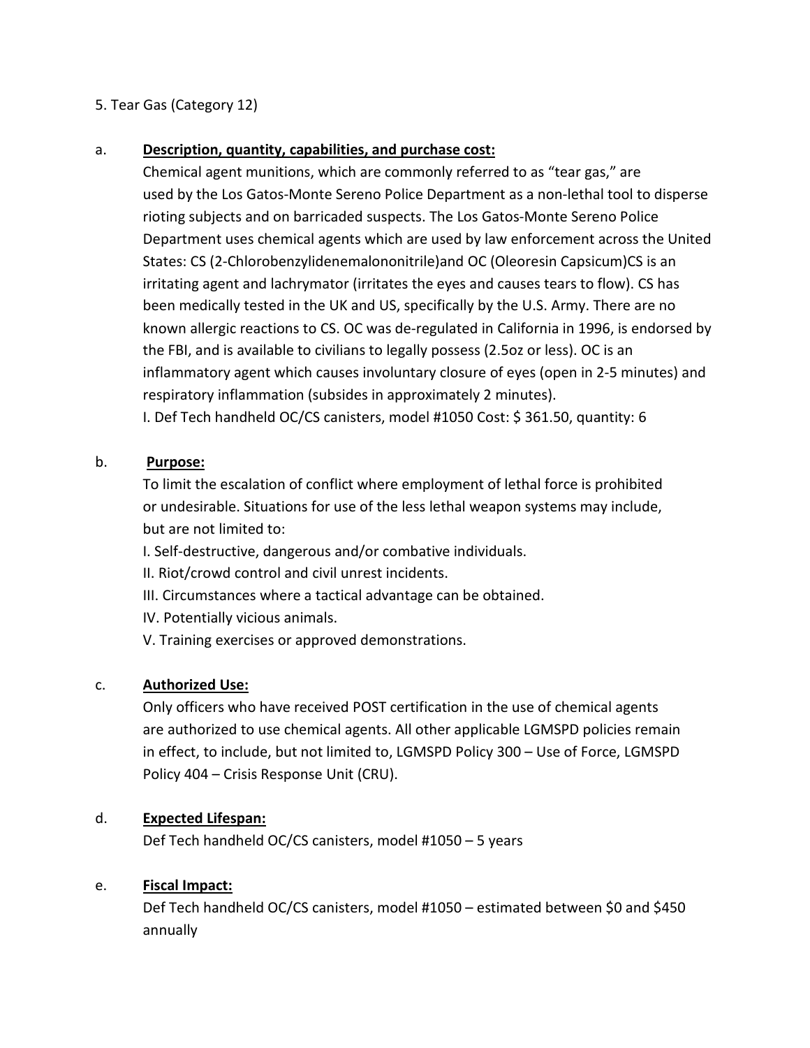5. Tear Gas (Category 12)

a. **Description, quantity, capabilities, and purchase cost:**

Chemical agent munitions, which are commonly referred to as "tear gas," are used by the Los Gatos-Monte Sereno Police Department as a non-lethal tool to disperse rioting subjects and on barricaded suspects. The Los Gatos-Monte Sereno Police Department uses chemical agents which are used by law enforcement across the United States: CS (2-Chlorobenzylidenemalononitrile)and OC (Oleoresin Capsicum)CS is an irritating agent and lachrymator (irritates the eyes and causes tears to flow). CS has been medically tested in the UK and US, specifically by the U.S. Army. There are no known allergic reactions to CS. OC was de-regulated in California in 1996, is endorsed by the FBI, and is available to civilians to legally possess (2.5oz or less). OC is an inflammatory agent which causes involuntary closure of eyes (open in 2-5 minutes) and respiratory inflammation (subsides in approximately 2 minutes).

I. Def Tech handheld OC/CS canisters, model #1050 Cost: $ 361.50, quantity: 6

b. **Purpose:**

To limit the escalation of conflict where employment of lethal force is prohibited or undesirable. Situations for use of the less lethal weapon systems may include, but are not limited to:

I. Self-destructive, dangerous and/or combative individuals.

II. Riot/crowd control and civil unrest incidents.

III. Circumstances where a tactical advantage can be obtained.

IV. Potentially vicious animals.

V. Training exercises or approved demonstrations.

c. **Authorized Use:**

Only officers who have received POST certification in the use of chemical agents are authorized to use chemical agents. All other applicable LGMSPD policies remain in effect, to include, but not limited to, LGMSPD Policy 300 – Use of Force, LGMSPD Policy 404 – Crisis Response Unit (CRU).

d. **Expected Lifespan:**

Def Tech handheld OC/CS canisters, model #1050 – 5 years

e. **Fiscal Impact:**

Def Tech handheld OC/CS canisters, model #1050 – estimated between $0 and $450 annually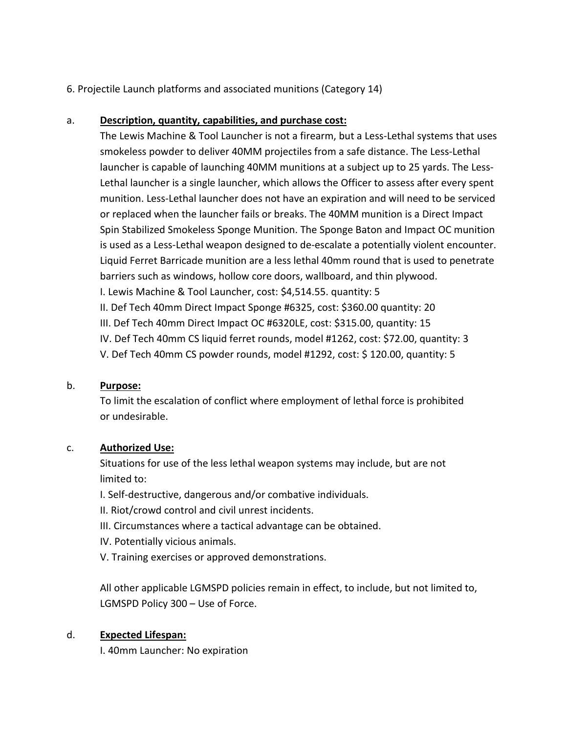6. Projectile Launch platforms and associated munitions (Category 14)

a. **Description, quantity, capabilities, and purchase cost:**

The Lewis Machine & Tool Launcher is not a firearm, but a Less-Lethal systems that uses smokeless powder to deliver 40MM projectiles from a safe distance. The Less-Lethal launcher is capable of launching 40MM munitions at a subject up to 25 yards. The Less-Lethal launcher is a single launcher, which allows the Officer to assess after every spent munition. Less-Lethal launcher does not have an expiration and will need to be serviced or replaced when the launcher fails or breaks. The 40MM munition is a Direct Impact Spin Stabilized Smokeless Sponge Munition. The Sponge Baton and Impact OC munition is used as a Less-Lethal weapon designed to de-escalate a potentially violent encounter. Liquid Ferret Barricade munition are a less lethal 40mm round that is used to penetrate barriers such as windows, hollow core doors, wallboard, and thin plywood.

I. Lewis Machine & Tool Launcher, cost: $4,514.55. quantity: 5
II. Def Tech 40mm Direct Impact Sponge #6325, cost: $360.00 quantity: 20
III. Def Tech 40mm Direct Impact OC #6320LE, cost: $315.00, quantity: 15
IV. Def Tech 40mm CS liquid ferret rounds, model #1262, cost: $72.00, quantity: 3
V. Def Tech 40mm CS powder rounds, model #1292, cost: $ 120.00, quantity: 5

b. **Purpose:**

To limit the escalation of conflict where employment of lethal force is prohibited or undesirable.

c. **Authorized Use:**

Situations for use of the less lethal weapon systems may include, but are not limited to:

I. Self-destructive, dangerous and/or combative individuals.
II. Riot/crowd control and civil unrest incidents.
III. Circumstances where a tactical advantage can be obtained.
IV. Potentially vicious animals.
V. Training exercises or approved demonstrations.

All other applicable LGMSPD policies remain in effect, to include, but not limited to, LGMSPD Policy 300 – Use of Force.

d. **Expected Lifespan:**

I. 40mm Launcher: No expiration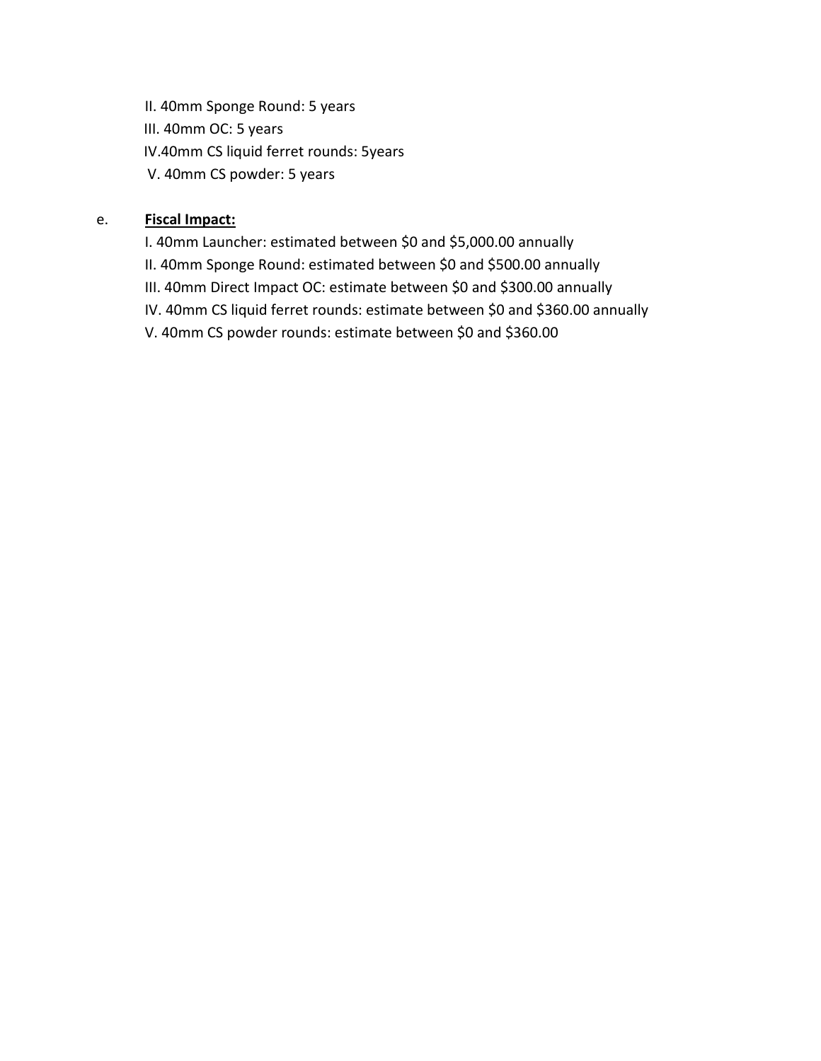II. 40mm Sponge Round: 5 years
III. 40mm OC: 5 years
IV.40mm CS liquid ferret rounds: 5years
V. 40mm CS powder: 5 years

e. **Fiscal Impact:**

I. 40mm Launcher: estimated between $0 and $5,000.00 annually
II. 40mm Sponge Round: estimated between $0 and $500.00 annually
III. 40mm Direct Impact OC: estimate between $0 and $300.00 annually
IV. 40mm CS liquid ferret rounds: estimate between $0 and $360.00 annually
V. 40mm CS powder rounds: estimate between $0 and $360.00